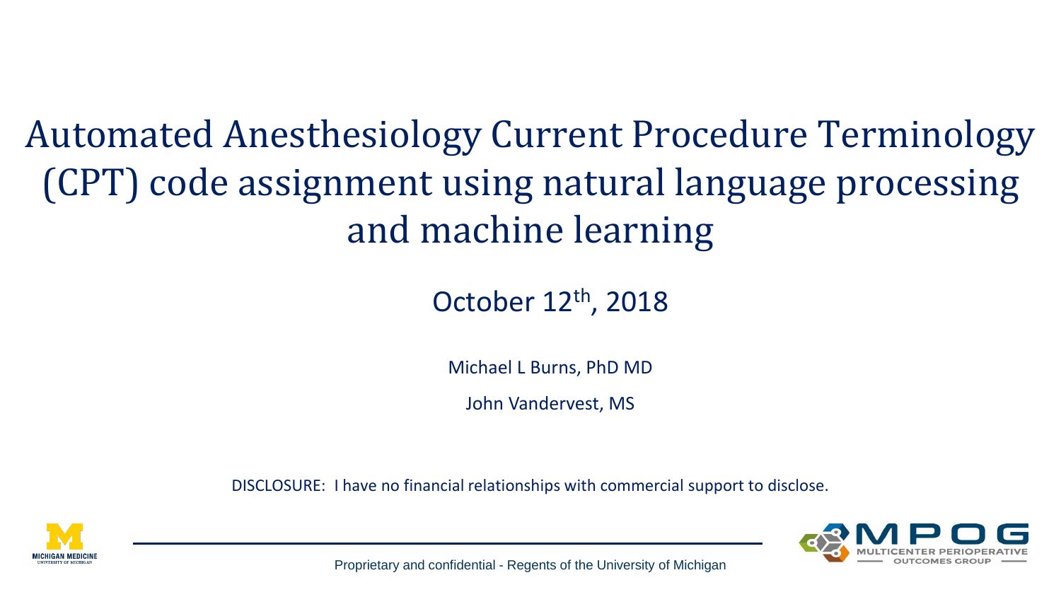# Automated Anesthesiology Current Procedure Terminology (CPT) code assignment using natural language processing and machine learning

October 12th, 2018

Michael L Burns, PhD MD

John Vandervest, MS

DISCLOSURE: I have no financial relationships with commercial support to disclose.

Proprietary and confidential - Regents of the University of Michigan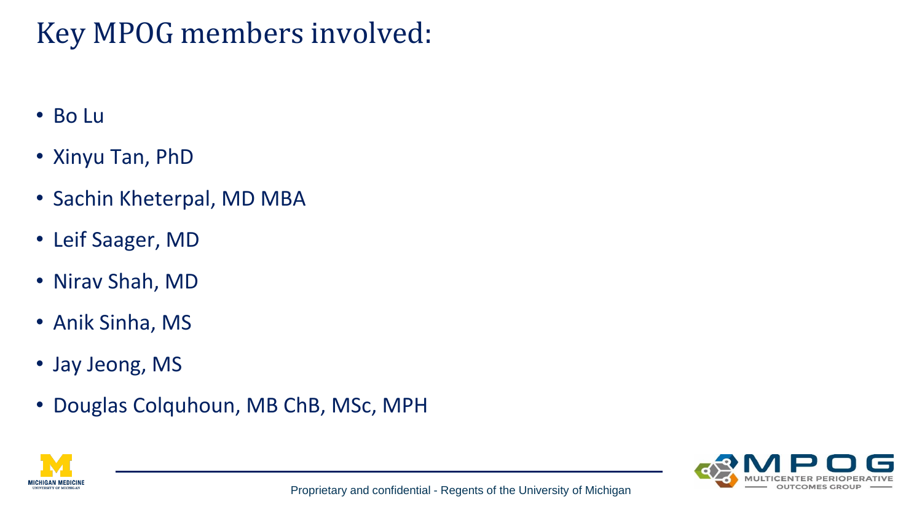# Key MPOG members involved:

- Bo Lu
- Xinyu Tan, PhD
- Sachin Kheterpal, MD MBA
- Leif Saager, MD
- Nirav Shah, MD
- Anik Sinha, MS
- Jay Jeong, MS
- Douglas Colquhoun, MB ChB, MSc, MPH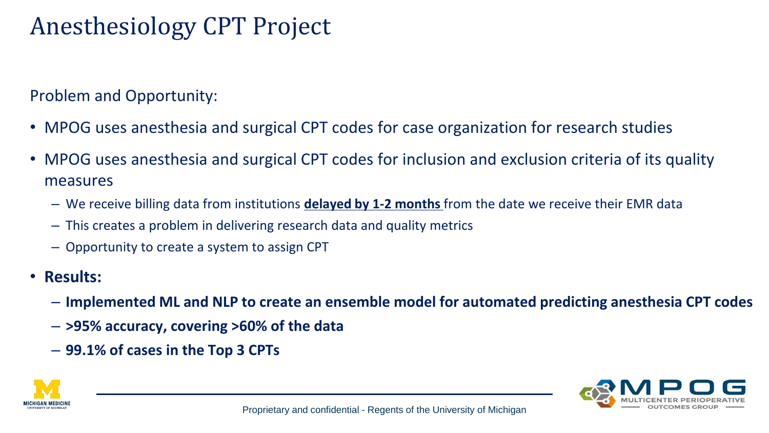# Anesthesiology CPT Project

Problem and Opportunity:

- MPOG uses anesthesia and surgical CPT codes for case organization for research studies
- MPOG uses anesthesia and surgical CPT codes for inclusion and exclusion criteria of its quality measures
  - We receive billing data from institutions **delayed by 1-2 months** from the date we receive their EMR data
  - This creates a problem in delivering research data and quality metrics
  - Opportunity to create a system to assign CPT
- **Results:**
  - **Implemented ML and NLP to create an ensemble model for automated predicting anesthesia CPT codes**
  - **>95% accuracy, covering >60% of the data**
  - **99.1% of cases in the Top 3 CPTs**

Proprietary and confidential - Regents of the University of Michigan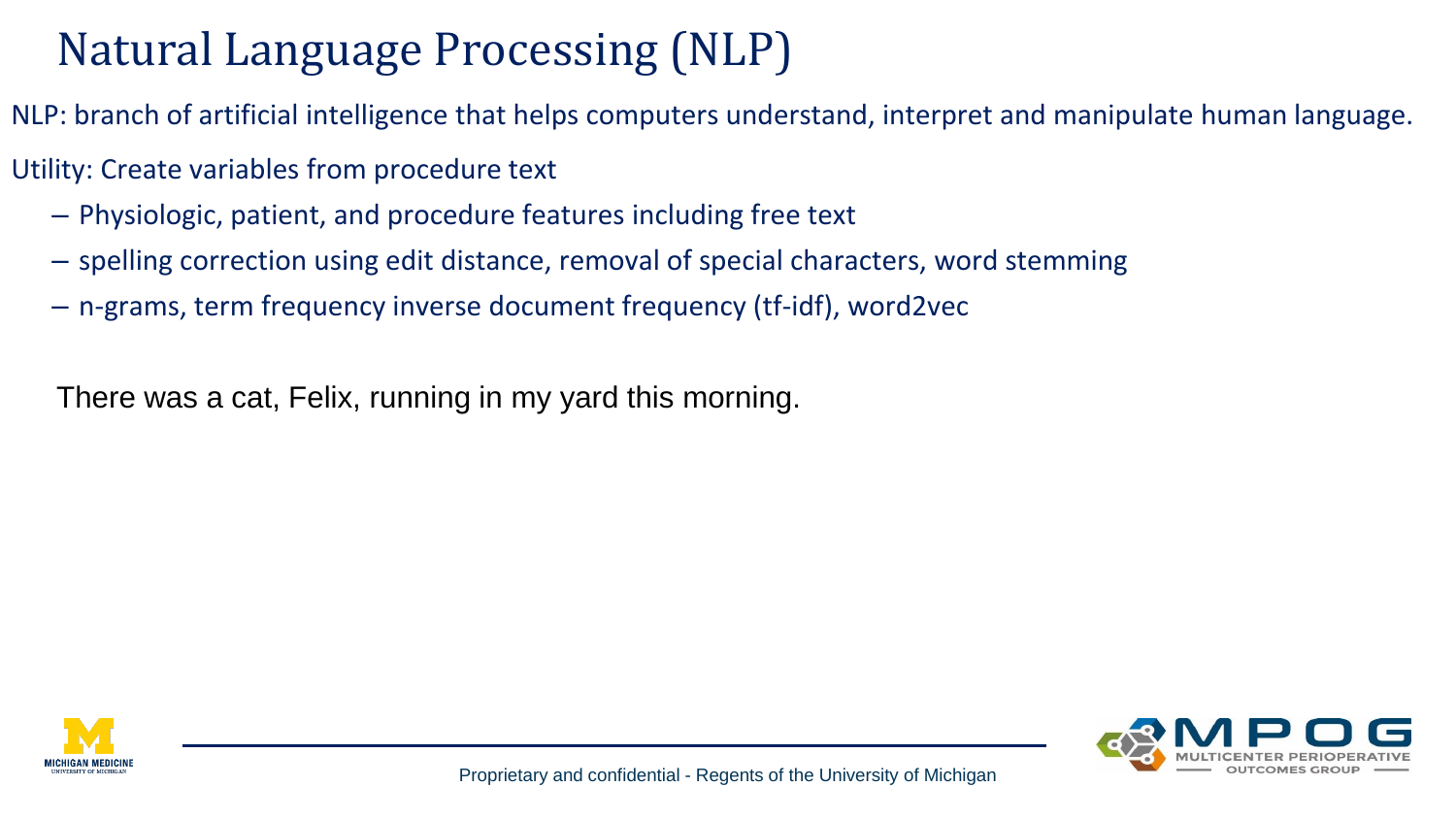# Natural Language Processing (NLP)

NLP: branch of artificial intelligence that helps computers understand, interpret and manipulate human language.

Utility: Create variables from procedure text

- Physiologic, patient, and procedure features including free text
- spelling correction using edit distance, removal of special characters, word stemming
- n-grams, term frequency inverse document frequency (tf-idf), word2vec

There was a cat, Felix, running in my yard this morning.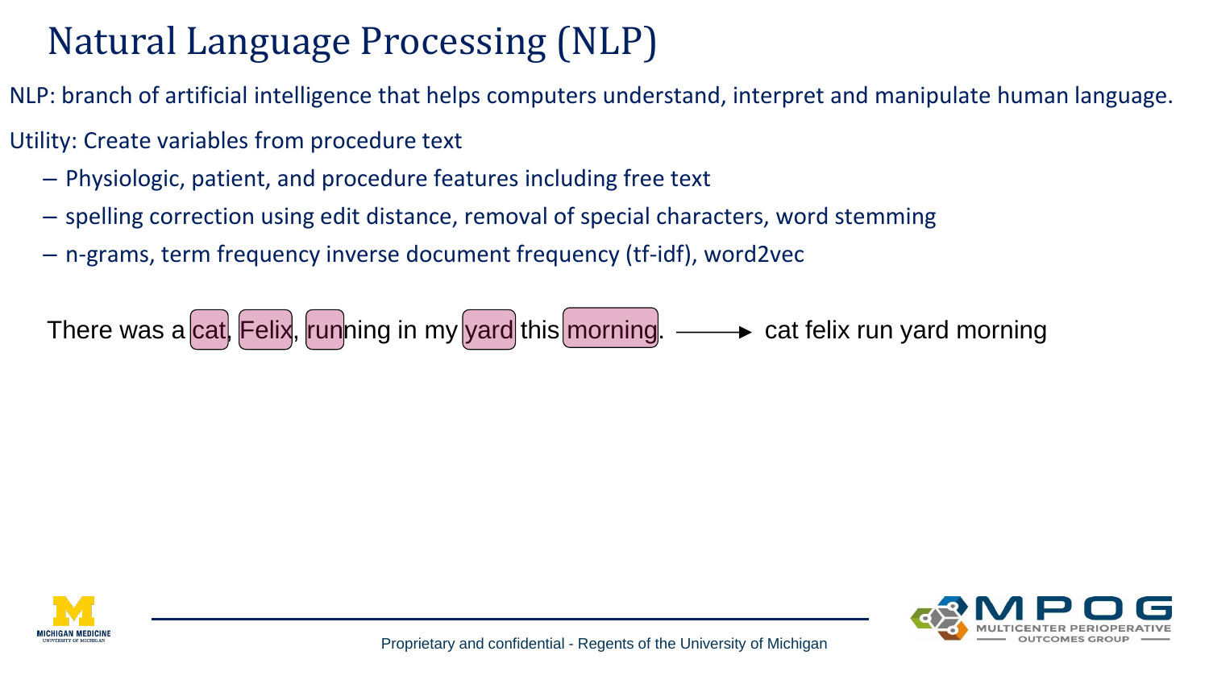# Natural Language Processing (NLP)

NLP: branch of artificial intelligence that helps computers understand, interpret and manipulate human language.

Utility: Create variables from procedure text

- Physiologic, patient, and procedure features including free text
- spelling correction using edit distance, removal of special characters, word stemming
- n-grams, term frequency inverse document frequency (tf-idf), word2vec

There was a cat, Felix, running in my yard this morning. ⟶ cat felix run yard morning

Proprietary and confidential - Regents of the University of Michigan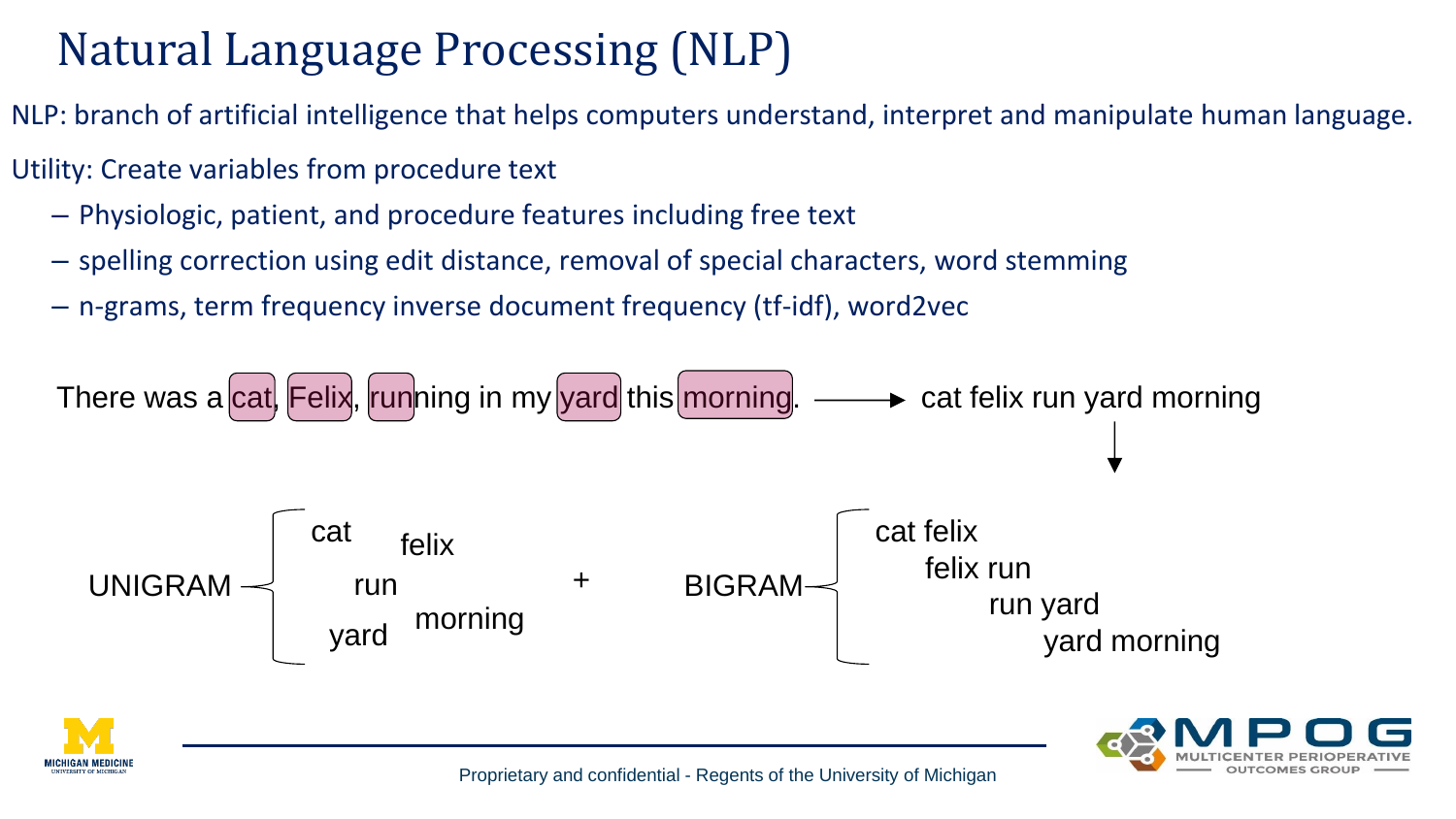# Natural Language Processing (NLP)

NLP: branch of artificial intelligence that helps computers understand, interpret and manipulate human language.

Utility: Create variables from procedure text

- Physiologic, patient, and procedure features including free text
- spelling correction using edit distance, removal of special characters, word stemming
- n-grams, term frequency inverse document frequency (tf-idf), word2vec

There was a cat, Felix, running in my yard this morning. → cat felix run yard morning

UNIGRAM: cat, felix, run, yard, morning

+

BIGRAM: cat felix, felix run, run yard, yard morning

Proprietary and confidential - Regents of the University of Michigan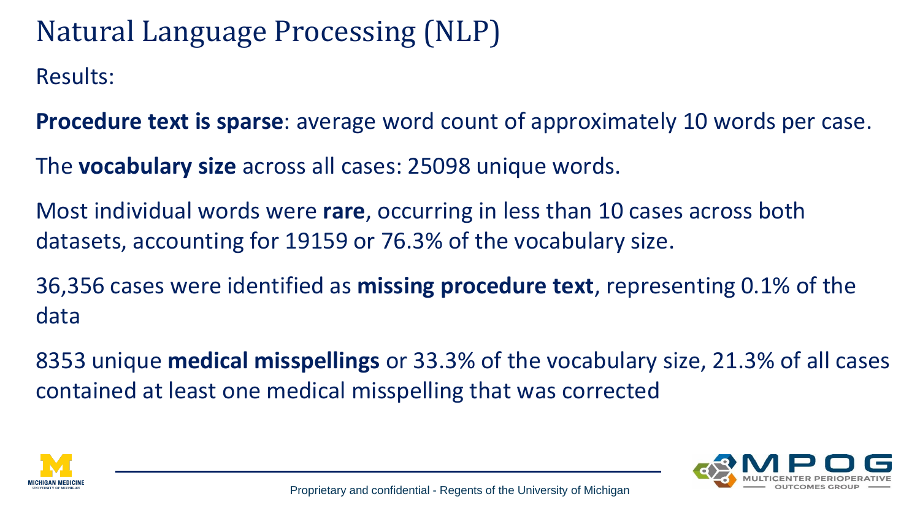# Natural Language Processing (NLP)

Results:

**Procedure text is sparse**: average word count of approximately 10 words per case.

The **vocabulary size** across all cases: 25098 unique words.

Most individual words were **rare**, occurring in less than 10 cases across both datasets, accounting for 19159 or 76.3% of the vocabulary size.

36,356 cases were identified as **missing procedure text**, representing 0.1% of the data

8353 unique **medical misspellings** or 33.3% of the vocabulary size, 21.3% of all cases contained at least one medical misspelling that was corrected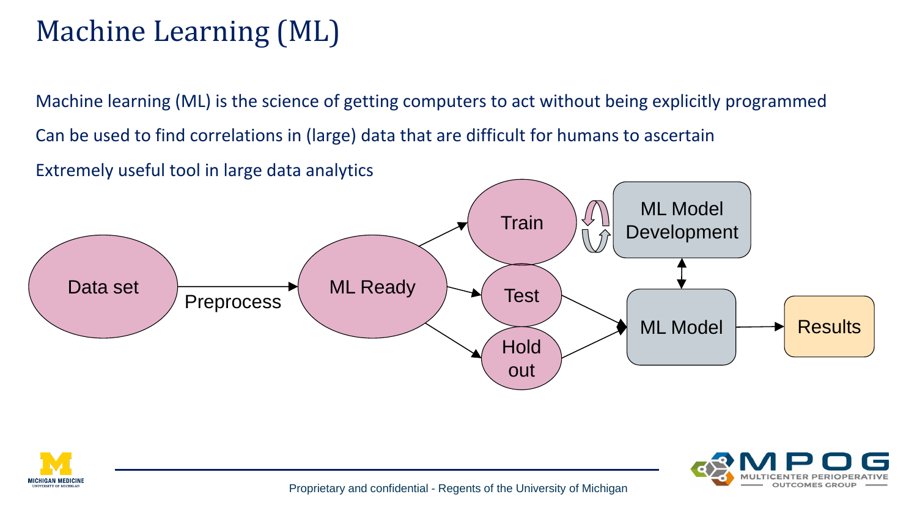# Machine Learning (ML)

Machine learning (ML) is the science of getting computers to act without being explicitly programmed

Can be used to find correlations in (large) data that are difficult for humans to ascertain

Extremely useful tool in large data analytics

Data set → Preprocess → ML Ready → Train / Test / Hold out

Train ⟲ ML Model Development ↕ ML Model

Test, Hold out → ML Model → Results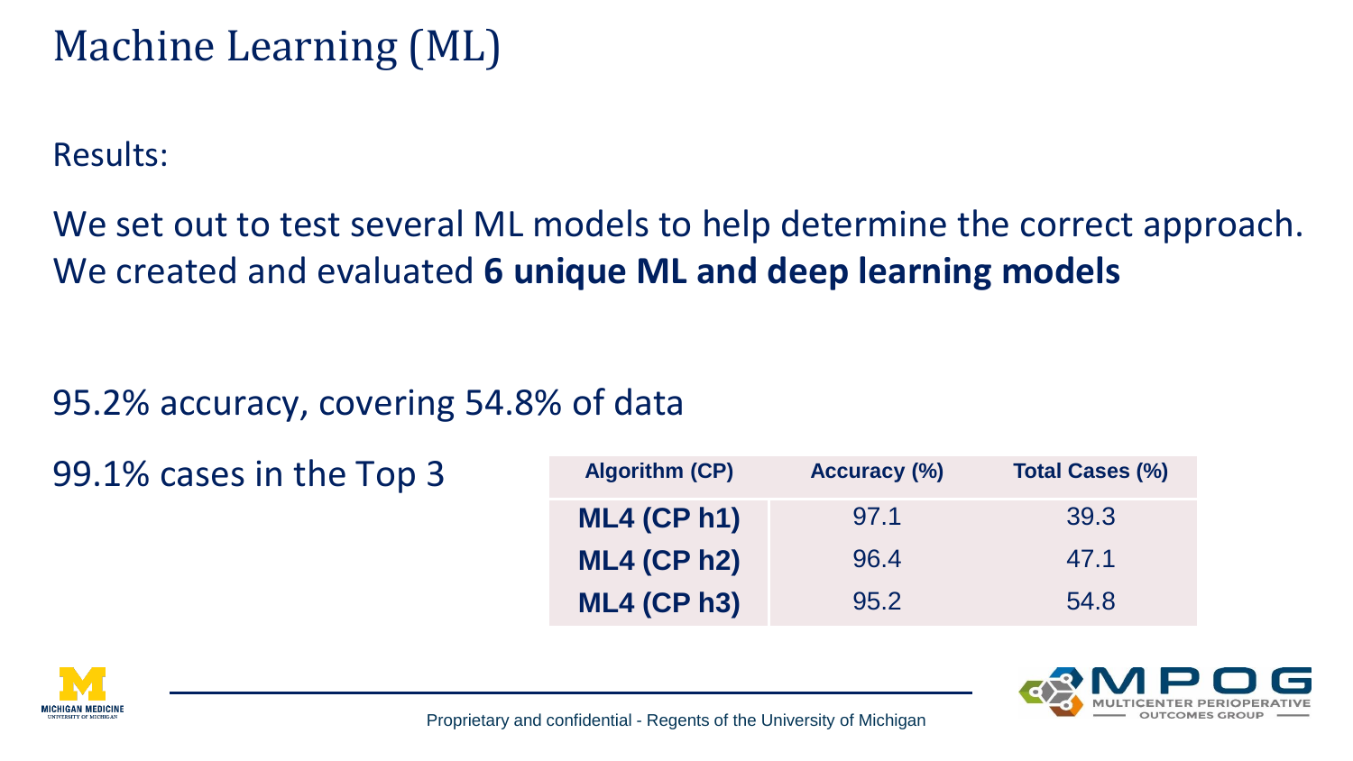# Machine Learning (ML)

Results:

We set out to test several ML models to help determine the correct approach. We created and evaluated **6 unique ML and deep learning models**

95.2% accuracy, covering 54.8% of data

99.1% cases in the Top 3

| Algorithm (CP) | Accuracy (%) | Total Cases (%) |
| --- | --- | --- |
| **ML4 (CP h1)** | 97.1 | 39.3 |
| **ML4 (CP h2)** | 96.4 | 47.1 |
| **ML4 (CP h3)** | 95.2 | 54.8 |

Proprietary and confidential - Regents of the University of Michigan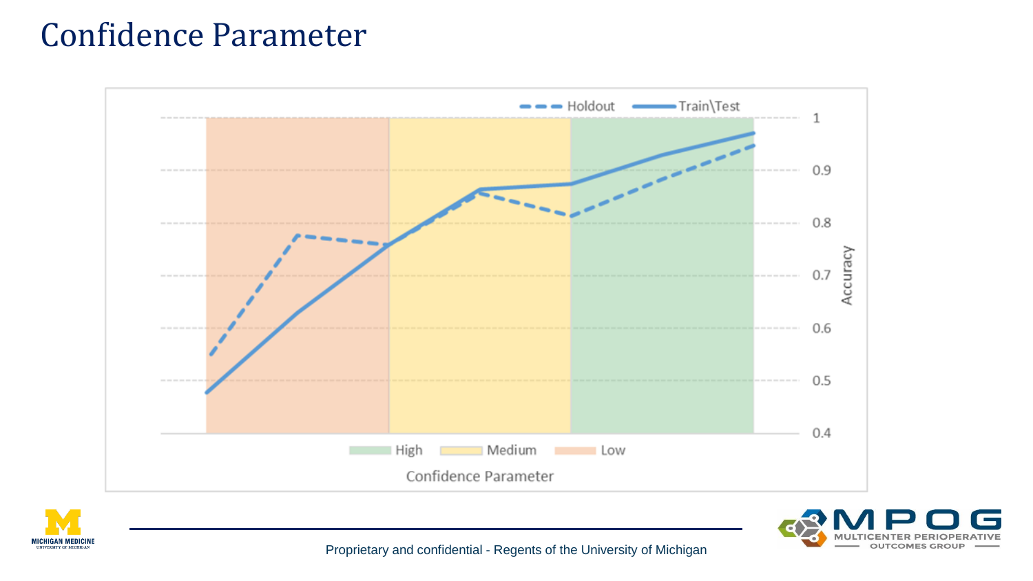# Confidence Parameter

Holdout | Train\Test

Accuracy: 1, 0.9, 0.8, 0.7, 0.6, 0.5, 0.4

High | Medium | Low

Confidence Parameter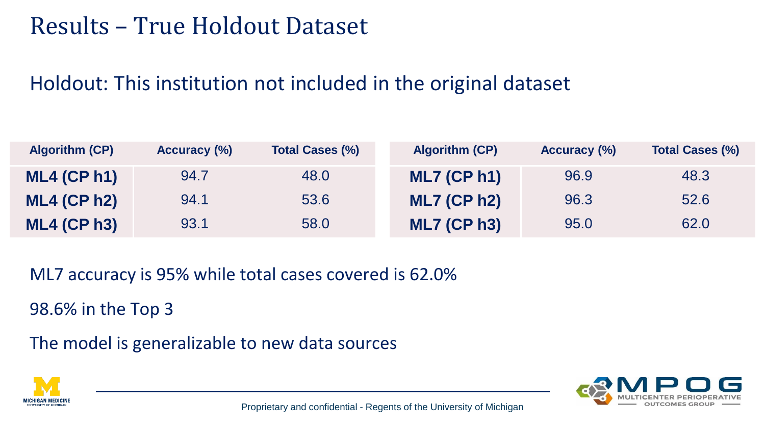# Results – True Holdout Dataset

Holdout: This institution not included in the original dataset

| Algorithm (CP) | Accuracy (%) | Total Cases (%) |
|---|---|---|
| **ML4 (CP h1)** | 94.7 | 48.0 |
| **ML4 (CP h2)** | 94.1 | 53.6 |
| **ML4 (CP h3)** | 93.1 | 58.0 |

| Algorithm (CP) | Accuracy (%) | Total Cases (%) |
|---|---|---|
| **ML7 (CP h1)** | 96.9 | 48.3 |
| **ML7 (CP h2)** | 96.3 | 52.6 |
| **ML7 (CP h3)** | 95.0 | 62.0 |

ML7 accuracy is 95% while total cases covered is 62.0%

98.6% in the Top 3

The model is generalizable to new data sources

Proprietary and confidential - Regents of the University of Michigan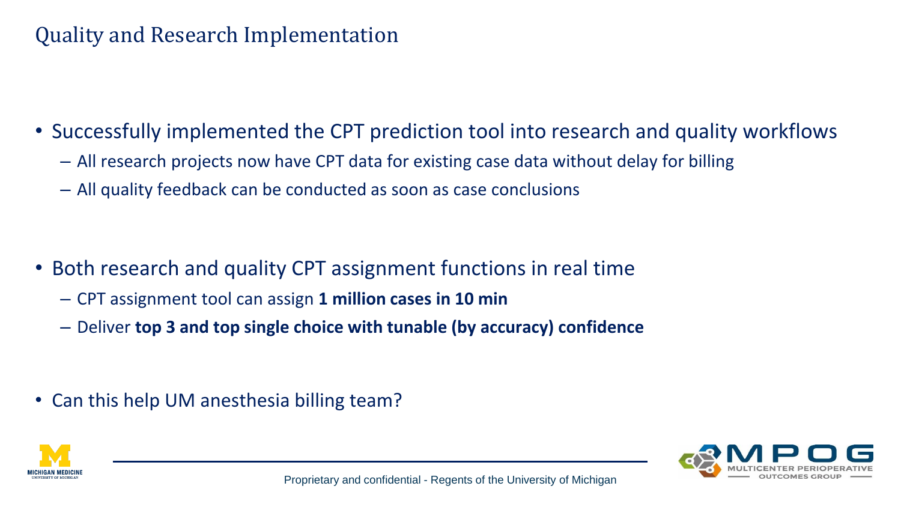# Quality and Research Implementation

- Successfully implemented the CPT prediction tool into research and quality workflows
  - All research projects now have CPT data for existing case data without delay for billing
  - All quality feedback can be conducted as soon as case conclusions

- Both research and quality CPT assignment functions in real time
  - CPT assignment tool can assign **1 million cases in 10 min**
  - Deliver **top 3 and top single choice with tunable (by accuracy) confidence**

- Can this help UM anesthesia billing team?

Proprietary and confidential - Regents of the University of Michigan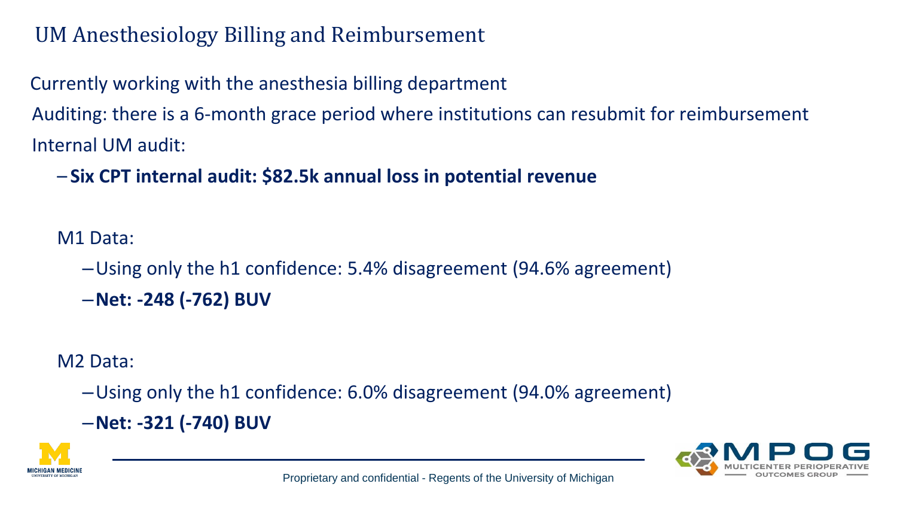# UM Anesthesiology Billing and Reimbursement

Currently working with the anesthesia billing department

Auditing: there is a 6-month grace period where institutions can resubmit for reimbursement

Internal UM audit:

- **Six CPT internal audit: $82.5k annual loss in potential revenue**

M1 Data:

- Using only the h1 confidence: 5.4% disagreement (94.6% agreement)
- **Net: -248 (-762) BUV**

M2 Data:

- Using only the h1 confidence: 6.0% disagreement (94.0% agreement)
- **Net: -321 (-740) BUV**

Proprietary and confidential - Regents of the University of Michigan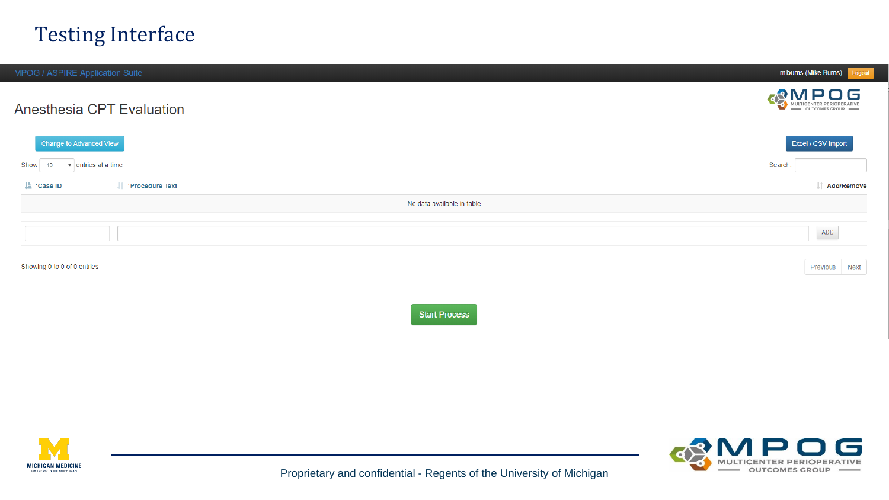# Testing Interface

MPOG / ASPIRE Application Suite

mlburns (Mike Burns) Logout

## Anesthesia CPT Evaluation

MPOG MULTICENTER PERIOPERATIVE OUTCOMES GROUP

Change to Advanced View

Excel / CSV Import

Show 10 entries at a time

Search:

| *Case ID | *Procedure Text | Add/Remove |
|---|---|---|
| No data available in table | | |
| | | ADD |

Showing 0 to 0 of 0 entries

Previous Next

Start Process

Proprietary and confidential - Regents of the University of Michigan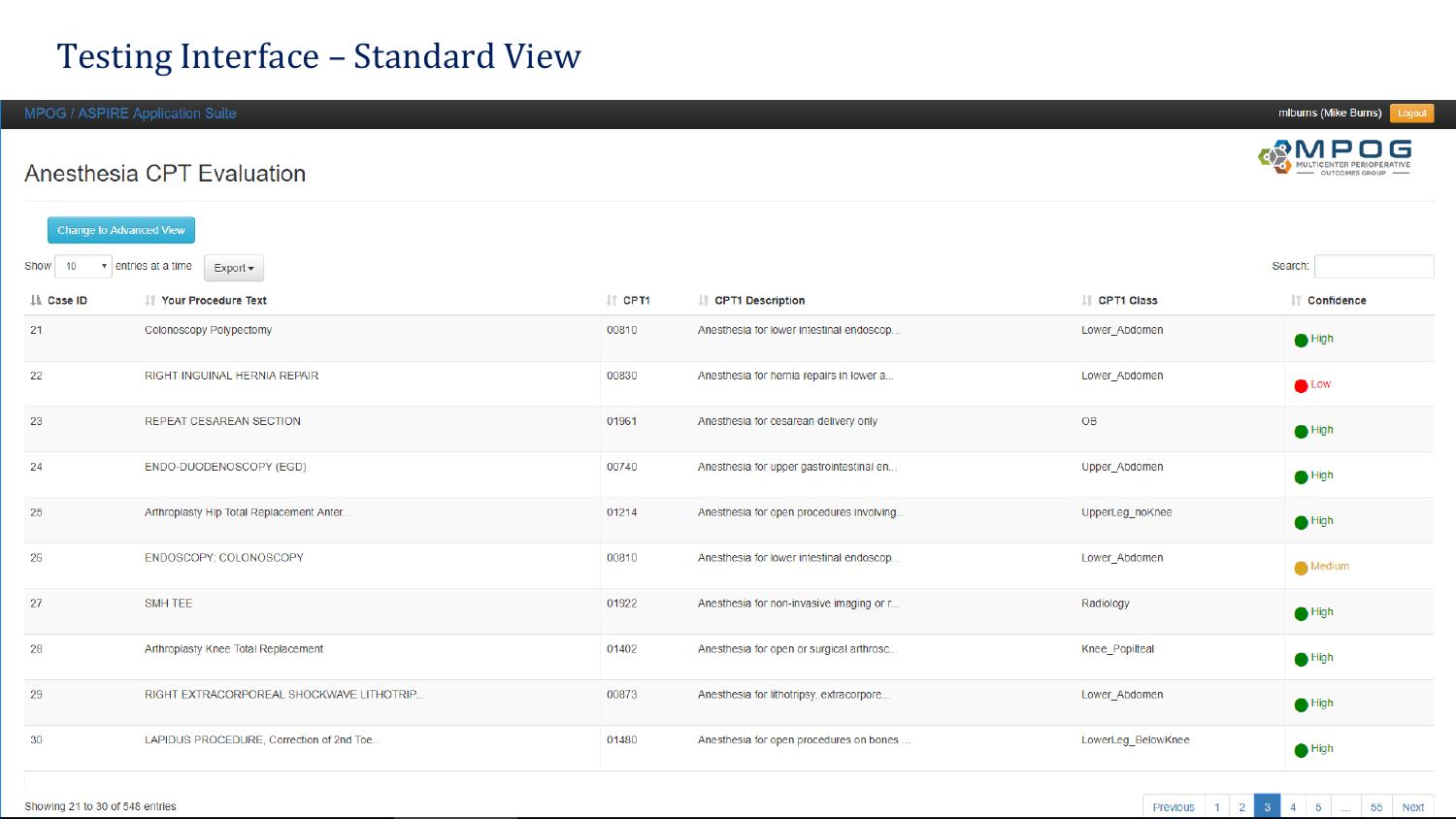# Testing Interface – Standard View

MPOG / ASPIRE Application Suite

mlburns (Mike Burns) Logout

## Anesthesia CPT Evaluation

Change to Advanced View

Show 10 entries at a time Export

Search:

| Case ID | Your Procedure Text | CPT1 | CPT1 Description | CPT1 Class | Confidence |
|---|---|---|---|---|---|
| 21 | Colonoscopy Polypectomy | 00810 | Anesthesia for lower intestinal endoscop... | Lower_Abdomen | High |
| 22 | RIGHT INGUINAL HERNIA REPAIR | 00830 | Anesthesia for hernia repairs in lower a... | Lower_Abdomen | Low |
| 23 | REPEAT CESAREAN SECTION | 01961 | Anesthesia for cesarean delivery only | OB | High |
| 24 | ENDO-DUODENOSCOPY (EGD) | 00740 | Anesthesia for upper gastrointestinal en... | Upper_Abdomen | High |
| 25 | Arthroplasty Hip Total Replacement Anter... | 01214 | Anesthesia for open procedures involving... | UpperLeg_noKnee | High |
| 26 | ENDOSCOPY; COLONOSCOPY | 00810 | Anesthesia for lower intestinal endoscop... | Lower_Abdomen | Medium |
| 27 | SMH TEE | 01922 | Anesthesia for non-invasive imaging or r... | Radiology | High |
| 28 | Arthroplasty Knee Total Replacement | 01402 | Anesthesia for open or surgical arthrosc... | Knee_Popliteal | High |
| 29 | RIGHT EXTRACORPOREAL SHOCKWAVE LITHOTRIP... | 00873 | Anesthesia for lithotripsy, extracorpore... | Lower_Abdomen | High |
| 30 | LAPIDUS PROCEDURE, Correction of 2nd Toe... | 01480 | Anesthesia for open procedures on bones ... | LowerLeg_BelowKnee | High |

Showing 21 to 30 of 548 entries

Previous 1 2 3 4 5 ... 55 Next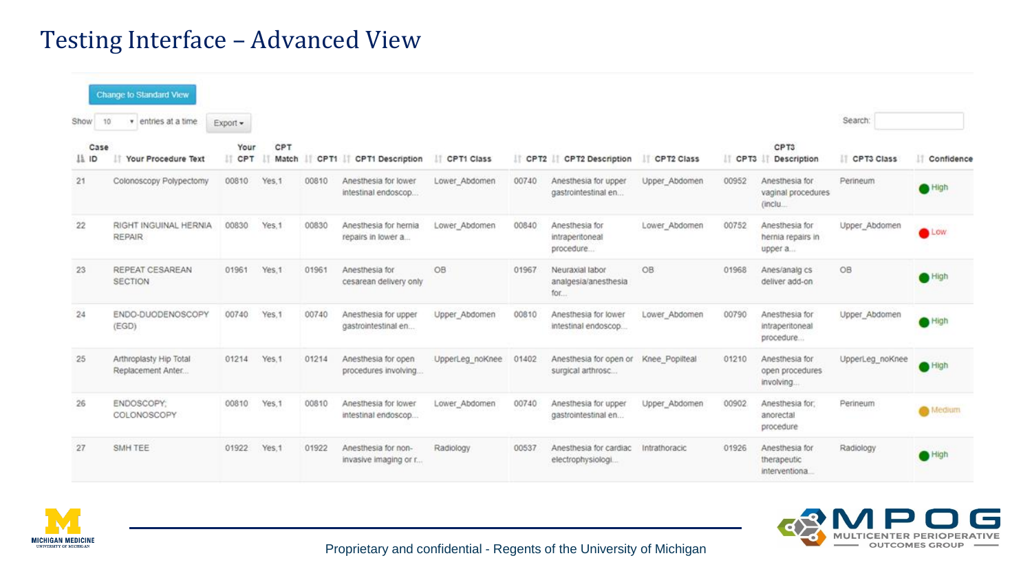# Testing Interface – Advanced View

Change to Standard View

Show 10 entries at a time Export

Search:

| Case ID | Your Procedure Text | Your CPT | CPT Match | CPT1 | CPT1 Description | CPT1 Class | CPT2 | CPT2 Description | CPT2 Class | CPT3 | CPT3 Description | CPT3 Class | Confidence |
|---|---|---|---|---|---|---|---|---|---|---|---|---|---|
| 21 | Colonoscopy Polypectomy | 00810 | Yes,1 | 00810 | Anesthesia for lower intestinal endoscop... | Lower_Abdomen | 00740 | Anesthesia for upper gastrointestinal en... | Upper_Abdomen | 00952 | Anesthesia for vaginal procedures (inclu... | Perineum | High |
| 22 | RIGHT INGUINAL HERNIA REPAIR | 00830 | Yes,1 | 00830 | Anesthesia for hernia repairs in lower a... | Lower_Abdomen | 00840 | Anesthesia for intraperitoneal procedure... | Lower_Abdomen | 00752 | Anesthesia for hernia repairs in upper a... | Upper_Abdomen | Low |
| 23 | REPEAT CESAREAN SECTION | 01961 | Yes,1 | 01961 | Anesthesia for cesarean delivery only | OB | 01967 | Neuraxial labor analgesia/anesthesia for... | OB | 01968 | Anes/analg cs deliver add-on | OB | High |
| 24 | ENDO-DUODENOSCOPY (EGD) | 00740 | Yes,1 | 00740 | Anesthesia for upper gastrointestinal en... | Upper_Abdomen | 00810 | Anesthesia for lower intestinal endoscop... | Lower_Abdomen | 00790 | Anesthesia for intraperitoneal procedure... | Upper_Abdomen | High |
| 25 | Arthroplasty Hip Total Replacement Anter... | 01214 | Yes,1 | 01214 | Anesthesia for open procedures involving... | UpperLeg_noKnee | 01402 | Anesthesia for open or surgical arthrosc... | Knee_Popliteal | 01210 | Anesthesia for open procedures involving... | UpperLeg_noKnee | High |
| 26 | ENDOSCOPY; COLONOSCOPY | 00810 | Yes,1 | 00810 | Anesthesia for lower intestinal endoscop... | Lower_Abdomen | 00740 | Anesthesia for upper gastrointestinal en... | Upper_Abdomen | 00902 | Anesthesia for; anorectal procedure | Perineum | Medium |
| 27 | SMH TEE | 01922 | Yes,1 | 01922 | Anesthesia for non-invasive imaging or r... | Radiology | 00537 | Anesthesia for cardiac electrophysiologi... | Intrathoracic | 01926 | Anesthesia for therapeutic interventiona... | Radiology | High |

Proprietary and confidential - Regents of the University of Michigan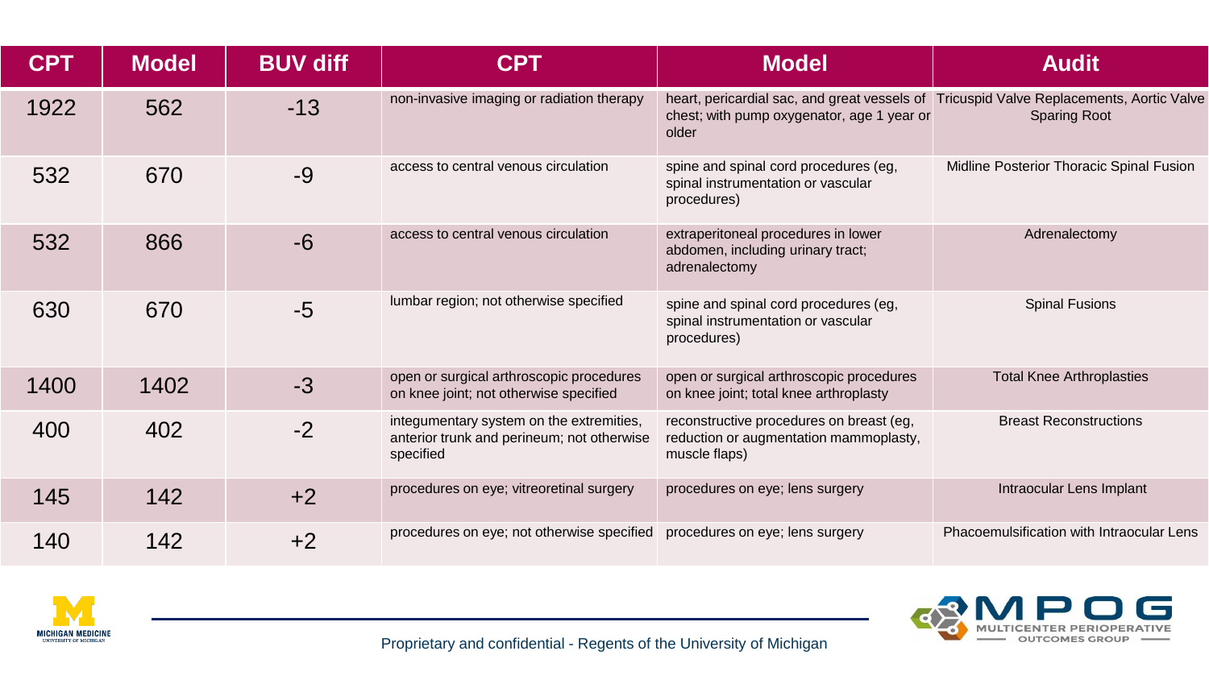| CPT | Model | BUV diff | CPT | Model | Audit |
|---|---|---|---|---|---|
| 1922 | 562 | -13 | non-invasive imaging or radiation therapy | heart, pericardial sac, and great vessels of chest; with pump oxygenator, age 1 year or older | Tricuspid Valve Replacements, Aortic Valve Sparing Root |
| 532 | 670 | -9 | access to central venous circulation | spine and spinal cord procedures (eg, spinal instrumentation or vascular procedures) | Midline Posterior Thoracic Spinal Fusion |
| 532 | 866 | -6 | access to central venous circulation | extraperitoneal procedures in lower abdomen, including urinary tract; adrenalectomy | Adrenalectomy |
| 630 | 670 | -5 | lumbar region; not otherwise specified | spine and spinal cord procedures (eg, spinal instrumentation or vascular procedures) | Spinal Fusions |
| 1400 | 1402 | -3 | open or surgical arthroscopic procedures on knee joint; not otherwise specified | open or surgical arthroscopic procedures on knee joint; total knee arthroplasty | Total Knee Arthroplasties |
| 400 | 402 | -2 | integumentary system on the extremities, anterior trunk and perineum; not otherwise specified | reconstructive procedures on breast (eg, reduction or augmentation mammoplasty, muscle flaps) | Breast Reconstructions |
| 145 | 142 | +2 | procedures on eye; vitreoretinal surgery | procedures on eye; lens surgery | Intraocular Lens Implant |
| 140 | 142 | +2 | procedures on eye; not otherwise specified | procedures on eye; lens surgery | Phacoemulsification with Intraocular Lens |

Proprietary and confidential - Regents of the University of Michigan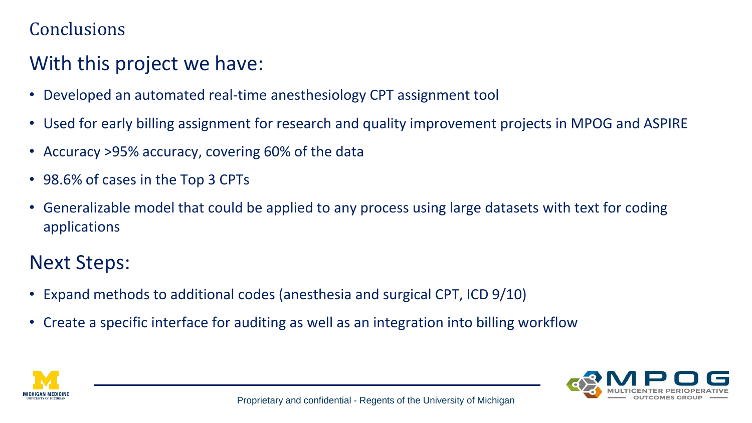# Conclusions

## With this project we have:

- Developed an automated real-time anesthesiology CPT assignment tool
- Used for early billing assignment for research and quality improvement projects in MPOG and ASPIRE
- Accuracy >95% accuracy, covering 60% of the data
- 98.6% of cases in the Top 3 CPTs
- Generalizable model that could be applied to any process using large datasets with text for coding applications

## Next Steps:

- Expand methods to additional codes (anesthesia and surgical CPT, ICD 9/10)
- Create a specific interface for auditing as well as an integration into billing workflow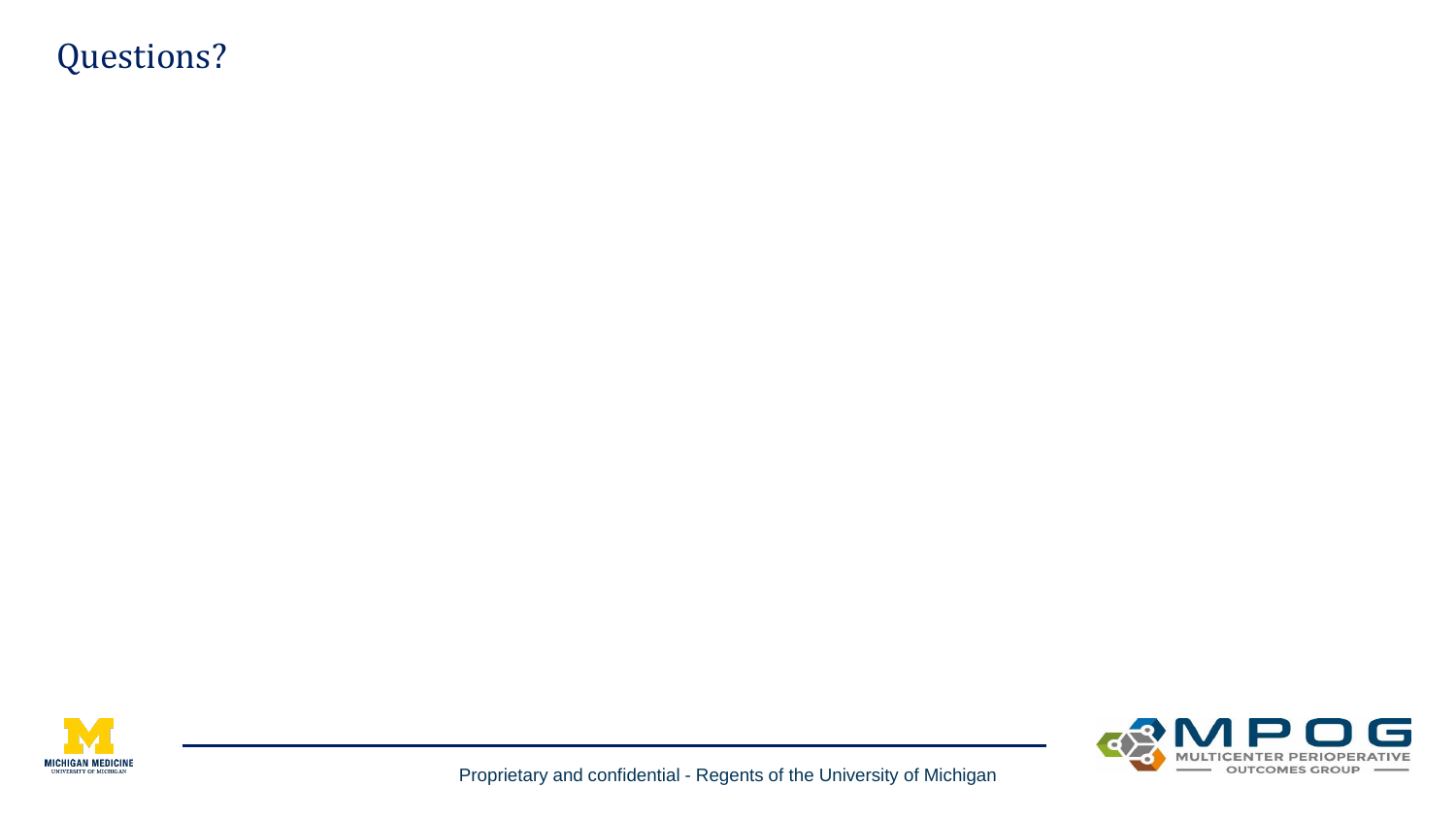# Questions?